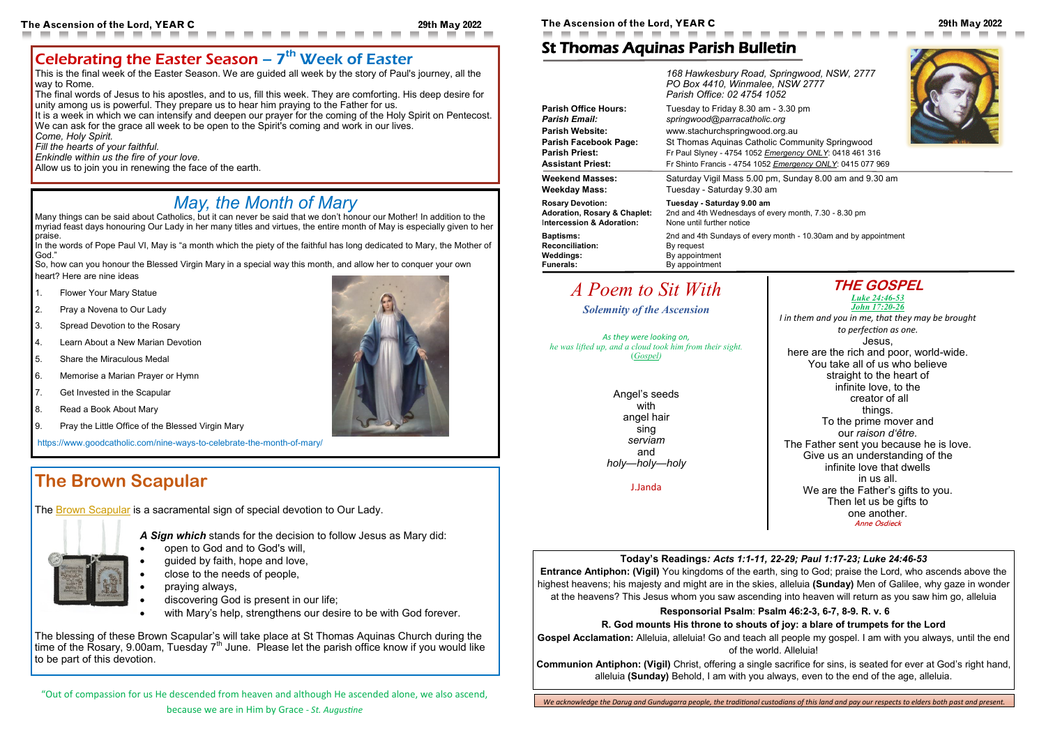# St Thomas Aquinas Parish Bulletin

*168 Hawkesbury Road, Springwood, NSW, 2777*
*PO Box 4410, Winmalee, NSW 2777*
*Parish Office: 02 4754 1052*

**Parish Office Hours:** Tuesday to Friday 8.30 am - 3.30 pm
***Parish Email:*** *springwood@parracatholic.org*
**Parish Website:** www.stachurchspringwood.org.au
**Parish Facebook Page:** St Thomas Aquinas Catholic Community Springwood
**Parish Priest:** Fr Paul Slyney - 4754 1052 *Emergency ONLY*: 0418 461 316
**Assistant Priest:** Fr Shinto Francis - 4754 1052 *Emergency ONLY*: 0415 077 969

**Weekend Masses:** Saturday Vigil Mass 5.00 pm, Sunday 8.00 am and 9.30 am
**Weekday Mass:** Tuesday - Saturday 9.30 am

**Rosary Devotion:** **Tuesday - Saturday 9.00 am**
**Adoration, Rosary & Chaplet:** 2nd and 4th Wednesdays of every month, 7.30 - 8.30 pm
**Intercession & Adoration:** None until further notice

**Baptisms:** 2nd and 4th Sundays of every month - 10.30am and by appointment
**Reconciliation:** By request
**Weddings:** By appointment
**Funerals:** By appointment

## Celebrating the Easter Season – 7th Week of Easter

This is the final week of the Easter Season. We are guided all week by the story of Paul's journey, all the way to Rome.
The final words of Jesus to his apostles, and to us, fill this week. They are comforting. His deep desire for unity among us is powerful. They prepare us to hear him praying to the Father for us.
It is a week in which we can intensify and deepen our prayer for the coming of the Holy Spirit on Pentecost. We can ask for the grace all week to be open to the Spirit's coming and work in our lives.
*Come, Holy Spirit.*
*Fill the hearts of your faithful.*
*Enkindle within us the fire of your love.*
Allow us to join you in renewing the face of the earth.

## *May, the Month of Mary*

Many things can be said about Catholics, but it can never be said that we don't honour our Mother! In addition to the myriad feast days honouring Our Lady in her many titles and virtues, the entire month of May is especially given to her praise.
In the words of Pope Paul VI, May is "a month which the piety of the faithful has long dedicated to Mary, the Mother of God."
So, how can you honour the Blessed Virgin Mary in a special way this month, and allow her to conquer your own heart? Here are nine ideas

1. Flower Your Mary Statue
2. Pray a Novena to Our Lady
3. Spread Devotion to the Rosary
4. Learn About a New Marian Devotion
5. Share the Miraculous Medal
6. Memorise a Marian Prayer or Hymn
7. Get Invested in the Scapular
8. Read a Book About Mary
9. Pray the Little Office of the Blessed Virgin Mary

https://www.goodcatholic.com/nine-ways-to-celebrate-the-month-of-mary/

## The Brown Scapular

The Brown Scapular is a sacramental sign of special devotion to Our Lady.

***A Sign which*** stands for the decision to follow Jesus as Mary did:

- open to God and to God's will,
- guided by faith, hope and love,
- close to the needs of people,
- praying always,
- discovering God is present in our life;
- with Mary's help, strengthens our desire to be with God forever.

The blessing of these Brown Scapular's will take place at St Thomas Aquinas Church during the time of the Rosary, 9.00am, Tuesday 7th June. Please let the parish office know if you would like to be part of this devotion.

"Out of compassion for us He descended from heaven and although He ascended alone, we also ascend, because we are in Him by Grace - *St. Augustine*

## *A Poem to Sit With*

***Solemnity of the Ascension***

*As they were looking on,*
*he was lifted up, and a cloud took him from their sight.*
*(Gospel)*

Angel's seeds
with
angel hair
sing
*serviam*
and
*holy—holy—holy*

J.Janda

## *THE GOSPEL*

***Luke 24:46-53***
***John 17:20-26***

*I in them and you in me, that they may be brought to perfection as one.*

Jesus,
here are the rich and poor, world-wide.
You take all of us who believe
straight to the heart of
infinite love, to the
creator of all
things.
To the prime mover and
our *raison d'être.*
The Father sent you because he is love.
Give us an understanding of the
infinite love that dwells
in us all.
We are the Father's gifts to you.
Then let us be gifts to
one another.
*Anne Osdieck*

**Today's Readings*: Acts 1:1-11, 22-29; Paul 1:17-23; Luke 24:46-53***

**Entrance Antiphon: (Vigil)** You kingdoms of the earth, sing to God; praise the Lord, who ascends above the highest heavens; his majesty and might are in the skies, alleluia **(Sunday)** Men of Galilee, why gaze in wonder at the heavens? This Jesus whom you saw ascending into heaven will return as you saw him go, alleluia

**Responsorial Psalm**: **Psalm 46:2-3, 6-7, 8-9. R. v. 6**

**R. God mounts His throne to shouts of joy: a blare of trumpets for the Lord**

**Gospel Acclamation:** Alleluia, alleluia! Go and teach all people my gospel. I am with you always, until the end of the world. Alleluia!

**Communion Antiphon: (Vigil)** Christ, offering a single sacrifice for sins, is seated for ever at God's right hand, alleluia **(Sunday)** Behold, I am with you always, even to the end of the age, alleluia.

*We acknowledge the Darug and Gundugarra people, the traditional custodians of this land and pay our respects to elders both past and present.*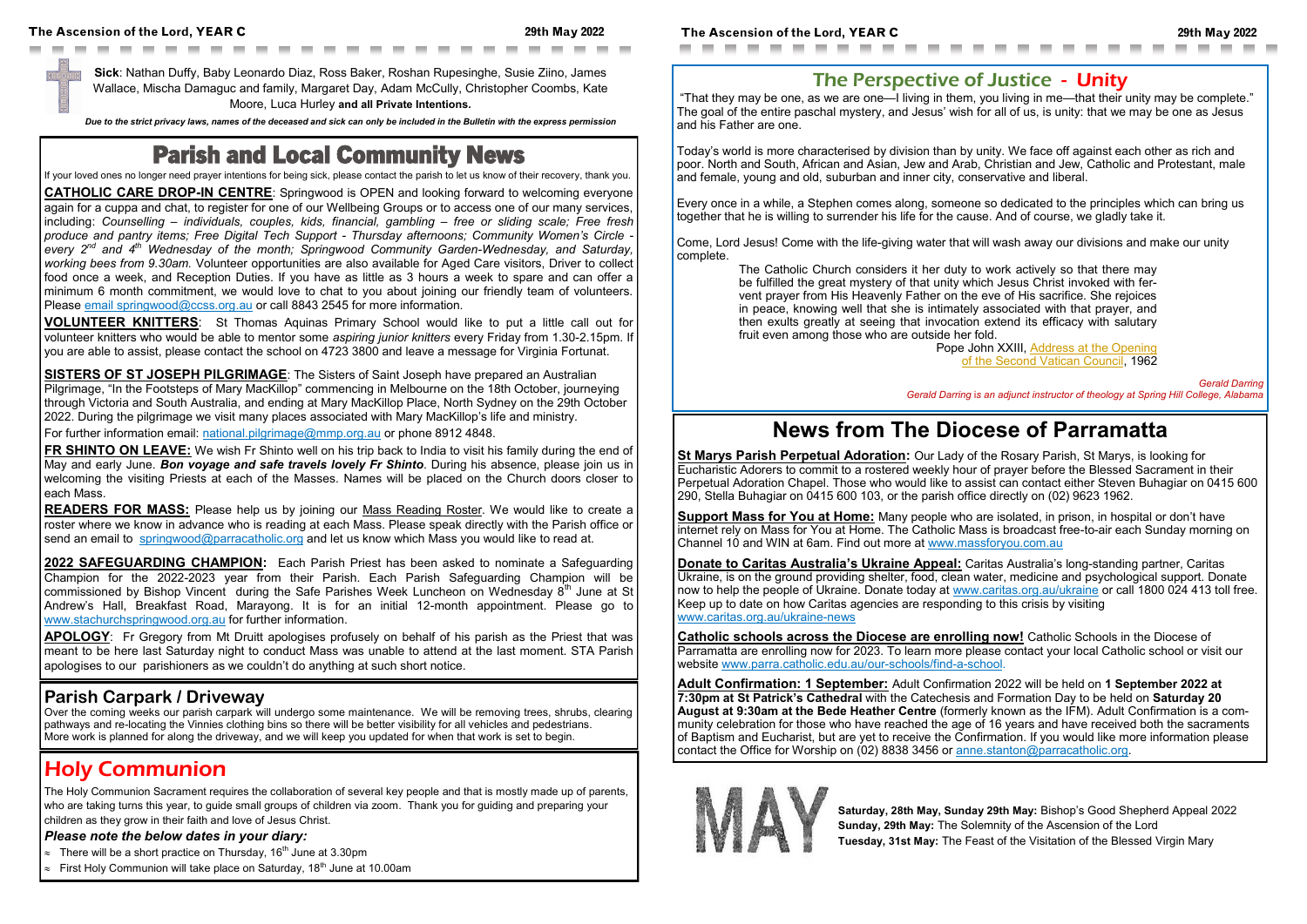**Sick**: Nathan Duffy, Baby Leonardo Diaz, Ross Baker, Roshan Rupesinghe, Susie Ziino, James Wallace, Mischa Damaguc and family, Margaret Day, Adam McCully, Christopher Coombs, Kate Moore, Luca Hurley **and all Private Intentions.**

*Due to the strict privacy laws, names of the deceased and sick can only be included in the Bulletin with the express permission*

# Parish and Local Community News

If your loved ones no longer need prayer intentions for being sick, please contact the parish to let us know of their recovery, thank you.

**CATHOLIC CARE DROP-IN CENTRE**: Springwood is OPEN and looking forward to welcoming everyone again for a cuppa and chat, to register for one of our Wellbeing Groups or to access one of our many services, including: *Counselling – individuals, couples, kids, financial, gambling – free or sliding scale; Free fresh produce and pantry items; Free Digital Tech Support - Thursday afternoons; Community Women's Circle - every 2nd and 4th Wednesday of the month; Springwood Community Garden-Wednesday, and Saturday, working bees from 9.30am.* Volunteer opportunities are also available for Aged Care visitors, Driver to collect food once a week, and Reception Duties. If you have as little as 3 hours a week to spare and can offer a minimum 6 month commitment, we would love to chat to you about joining our friendly team of volunteers. Please email springwood@ccss.org.au or call 8843 2545 for more information.

**VOLUNTEER KNITTERS**: St Thomas Aquinas Primary School would like to put a little call out for volunteer knitters who would be able to mentor some *aspiring junior knitters* every Friday from 1.30-2.15pm. If you are able to assist, please contact the school on 4723 3800 and leave a message for Virginia Fortunat.

**SISTERS OF ST JOSEPH PILGRIMAGE**: The Sisters of Saint Joseph have prepared an Australian Pilgrimage, "In the Footsteps of Mary MacKillop" commencing in Melbourne on the 18th October, journeying through Victoria and South Australia, and ending at Mary MacKillop Place, North Sydney on the 29th October 2022. During the pilgrimage we visit many places associated with Mary MacKillop's life and ministry.

For further information email: national.pilgrimage@mmp.org.au or phone 8912 4848.

**FR SHINTO ON LEAVE:** We wish Fr Shinto well on his trip back to India to visit his family during the end of May and early June. ***Bon voyage and safe travels lovely Fr Shinto***. During his absence, please join us in welcoming the visiting Priests at each of the Masses. Names will be placed on the Church doors closer to each Mass.

**READERS FOR MASS:** Please help us by joining our Mass Reading Roster. We would like to create a roster where we know in advance who is reading at each Mass. Please speak directly with the Parish office or send an email to springwood@parracatholic.org and let us know which Mass you would like to read at.

**2022 SAFEGUARDING CHAMPION:** Each Parish Priest has been asked to nominate a Safeguarding Champion for the 2022-2023 year from their Parish. Each Parish Safeguarding Champion will be commissioned by Bishop Vincent during the Safe Parishes Week Luncheon on Wednesday 8th June at St Andrew's Hall, Breakfast Road, Marayong. It is for an initial 12-month appointment. Please go to www.stachurchspringwood.org.au for further information.

**APOLOGY**: Fr Gregory from Mt Druitt apologises profusely on behalf of his parish as the Priest that was meant to be here last Saturday night to conduct Mass was unable to attend at the last moment. STA Parish apologises to our parishioners as we couldn't do anything at such short notice.

## Parish Carpark / Driveway

Over the coming weeks our parish carpark will undergo some maintenance. We will be removing trees, shrubs, clearing pathways and re-locating the Vinnies clothing bins so there will be better visibility for all vehicles and pedestrians. More work is planned for along the driveway, and we will keep you updated for when that work is set to begin.

## Holy Communion

The Holy Communion Sacrament requires the collaboration of several key people and that is mostly made up of parents, who are taking turns this year, to guide small groups of children via zoom. Thank you for guiding and preparing your children as they grow in their faith and love of Jesus Christ.

### *Please note the below dates in your diary:*

- There will be a short practice on Thursday, 16th June at 3.30pm
- First Holy Communion will take place on Saturday, 18th June at 10.00am

## The Perspective of Justice - Unity

"That they may be one, as we are one—I living in them, you living in me—that their unity may be complete." The goal of the entire paschal mystery, and Jesus' wish for all of us, is unity: that we may be one as Jesus and his Father are one.

Today's world is more characterised by division than by unity. We face off against each other as rich and poor. North and South, African and Asian, Jew and Arab, Christian and Jew, Catholic and Protestant, male and female, young and old, suburban and inner city, conservative and liberal.

Every once in a while, a Stephen comes along, someone so dedicated to the principles which can bring us together that he is willing to surrender his life for the cause. And of course, we gladly take it.

Come, Lord Jesus! Come with the life-giving water that will wash away our divisions and make our unity complete.

> The Catholic Church considers it her duty to work actively so that there may be fulfilled the great mystery of that unity which Jesus Christ invoked with fervent prayer from His Heavenly Father on the eve of His sacrifice. She rejoices in peace, knowing well that she is intimately associated with that prayer, and then exults greatly at seeing that invocation extend its efficacy with salutary fruit even among those who are outside her fold.
>
> Pope John XXIII, Address at the Opening of the Second Vatican Council, 1962

*Gerald Darring*
*Gerald Darring is an adjunct instructor of theology at Spring Hill College, Alabama*

# News from The Diocese of Parramatta

**St Marys Parish Perpetual Adoration:** Our Lady of the Rosary Parish, St Marys, is looking for Eucharistic Adorers to commit to a rostered weekly hour of prayer before the Blessed Sacrament in their Perpetual Adoration Chapel. Those who would like to assist can contact either Steven Buhagiar on 0415 600 290, Stella Buhagiar on 0415 600 103, or the parish office directly on (02) 9623 1962.

**Support Mass for You at Home:** Many people who are isolated, in prison, in hospital or don't have internet rely on Mass for You at Home. The Catholic Mass is broadcast free-to-air each Sunday morning on Channel 10 and WIN at 6am. Find out more at www.massforyou.com.au

**Donate to Caritas Australia's Ukraine Appeal:** Caritas Australia's long-standing partner, Caritas Ukraine, is on the ground providing shelter, food, clean water, medicine and psychological support. Donate now to help the people of Ukraine. Donate today at www.caritas.org.au/ukraine or call 1800 024 413 toll free. Keep up to date on how Caritas agencies are responding to this crisis by visiting www.caritas.org.au/ukraine-news

**Catholic schools across the Diocese are enrolling now!** Catholic Schools in the Diocese of Parramatta are enrolling now for 2023. To learn more please contact your local Catholic school or visit our website www.parra.catholic.edu.au/our-schools/find-a-school.

**Adult Confirmation: 1 September:** Adult Confirmation 2022 will be held on **1 September 2022 at 7:30pm at St Patrick's Cathedral** with the Catechesis and Formation Day to be held on **Saturday 20 August at 9:30am at the Bede Heather Centre** (formerly known as the IFM). Adult Confirmation is a community celebration for those who have reached the age of 16 years and have received both the sacraments of Baptism and Eucharist, but are yet to receive the Confirmation. If you would like more information please contact the Office for Worship on (02) 8838 3456 or anne.stanton@parracatholic.org.

MAY

**Saturday, 28th May, Sunday 29th May:** Bishop's Good Shepherd Appeal 2022
**Sunday, 29th May:** The Solemnity of the Ascension of the Lord
**Tuesday, 31st May:** The Feast of the Visitation of the Blessed Virgin Mary